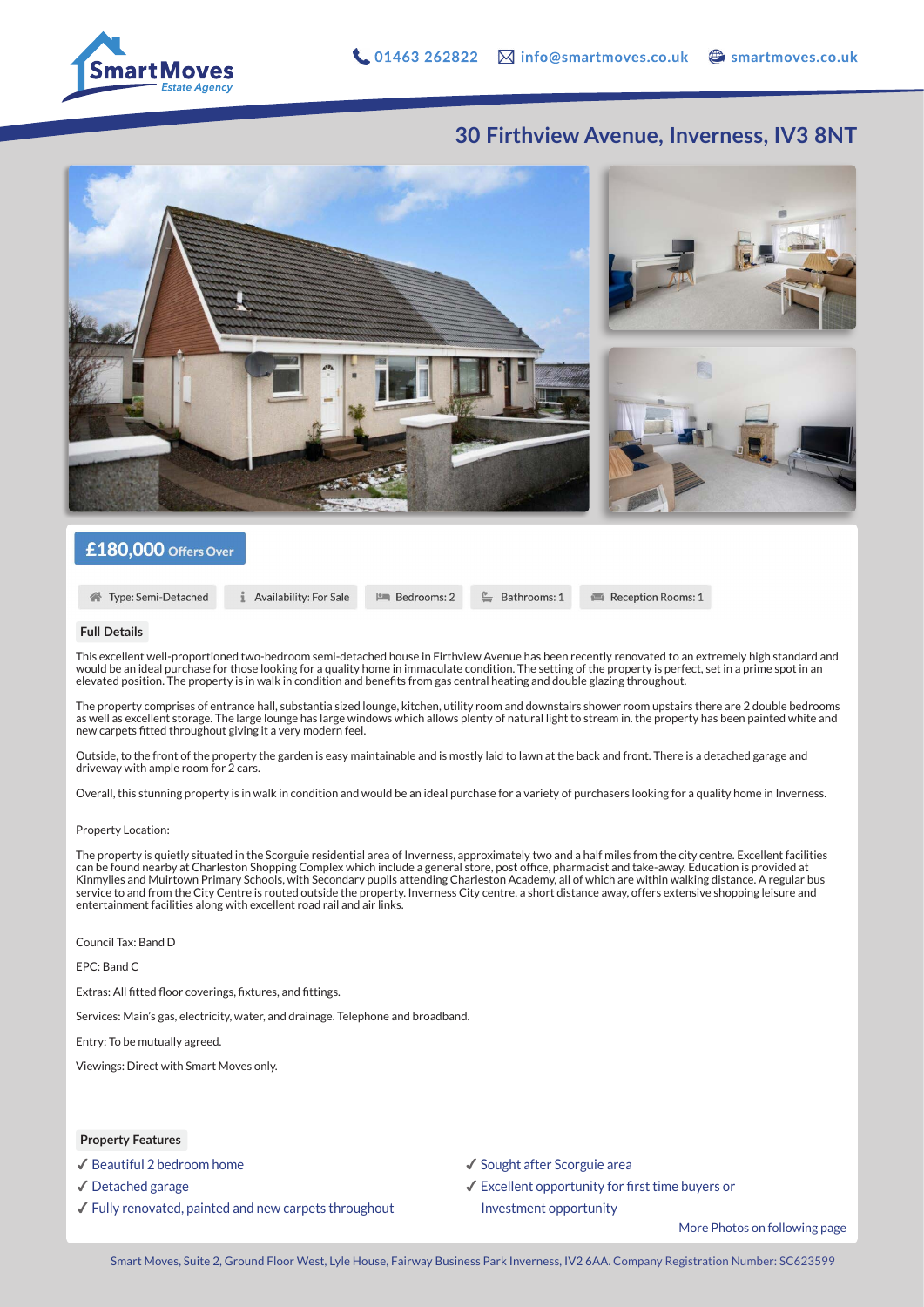Smart Moves Estate Agency

01463 262822 | info@smartmoves.co.uk | smartmoves.co.uk

# 30 Firthview Avenue, Inverness, IV3 8NT

## £180,000 Offers Over

Type: Semi-Detached | Availability: For Sale | Bedrooms: 2 | Bathrooms: 1 | Reception Rooms: 1

### Full Details

This excellent well-proportioned two-bedroom semi-detached house in Firthview Avenue has been recently renovated to an extremely high standard and would be an ideal purchase for those looking for a quality home in immaculate condition. The setting of the property is perfect, set in a prime spot in an elevated position. The property is in walk in condition and benefits from gas central heating and double glazing throughout.

The property comprises of entrance hall, substantia sized lounge, kitchen, utility room and downstairs shower room upstairs there are 2 double bedrooms as well as excellent storage. The large lounge has large windows which allows plenty of natural light to stream in. the property has been painted white and new carpets fitted throughout giving it a very modern feel.

Outside, to the front of the property the garden is easy maintainable and is mostly laid to lawn at the back and front. There is a detached garage and driveway with ample room for 2 cars.

Overall, this stunning property is in walk in condition and would be an ideal purchase for a variety of purchasers looking for a quality home in Inverness.

Property Location:

The property is quietly situated in the Scorguie residential area of Inverness, approximately two and a half miles from the city centre. Excellent facilities can be found nearby at Charleston Shopping Complex which include a general store, post office, pharmacist and take-away. Education is provided at Kinmylies and Muirtown Primary Schools, with Secondary pupils attending Charleston Academy, all of which are within walking distance. A regular bus service to and from the City Centre is routed outside the property. Inverness City centre, a short distance away, offers extensive shopping leisure and entertainment facilities along with excellent road rail and air links.

Council Tax: Band D

EPC: Band C

Extras: All fitted floor coverings, fixtures, and fittings.

Services: Main's gas, electricity, water, and drainage. Telephone and broadband.

Entry: To be mutually agreed.

Viewings: Direct with Smart Moves only.

### Property Features

- ✓ Beautiful 2 bedroom home
- ✓ Detached garage
- ✓ Fully renovated, painted and new carpets throughout
- ✓ Sought after Scorguie area
- ✓ Excellent opportunity for first time buyers or Investment opportunity

More Photos on following page

Smart Moves, Suite 2, Ground Floor West, Lyle House, Fairway Business Park Inverness, IV2 6AA. Company Registration Number: SC623599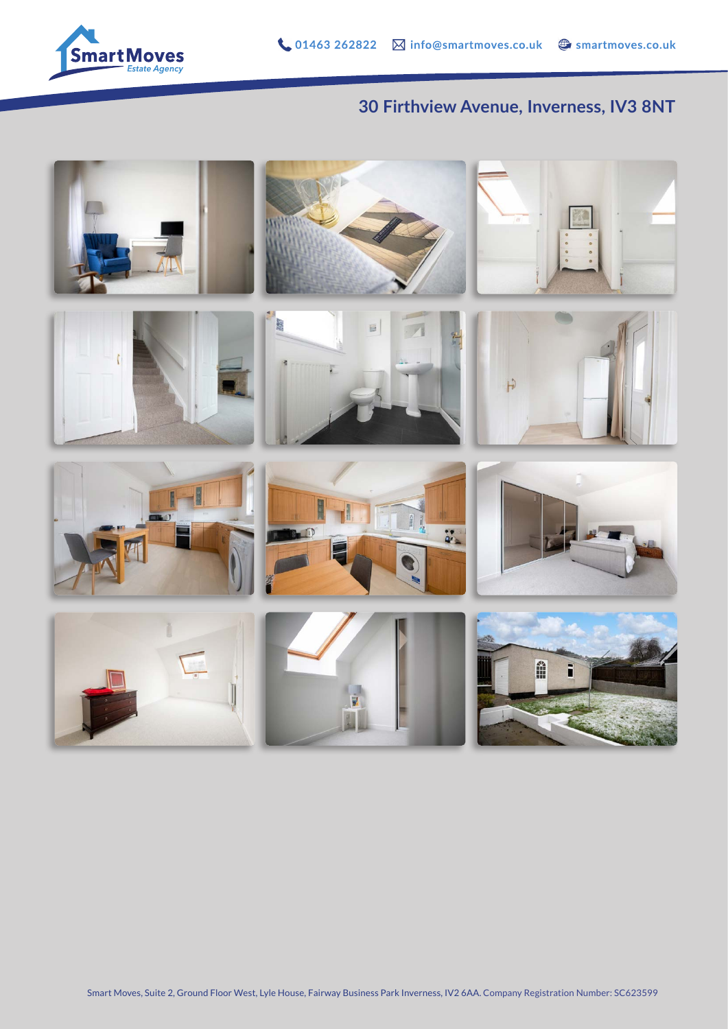# 30 Firthview Avenue, Inverness, IV3 8NT